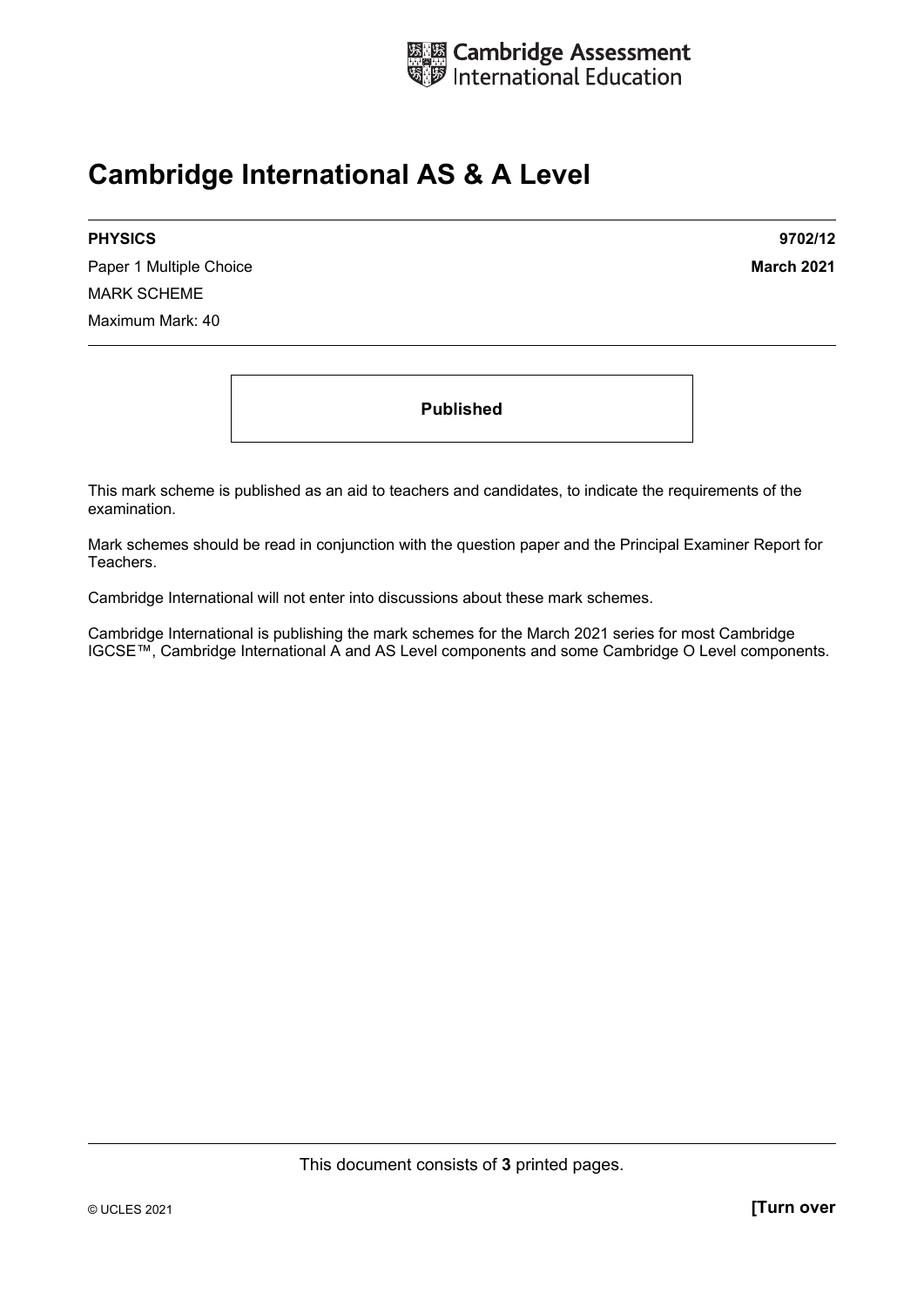Cambridge Assessment International Education

# Cambridge International AS & A Level

**PHYSICS** **9702/12**

Paper 1 Multiple Choice **March 2021**

MARK SCHEME

Maximum Mark: 40

**Published**

This mark scheme is published as an aid to teachers and candidates, to indicate the requirements of the examination.

Mark schemes should be read in conjunction with the question paper and the Principal Examiner Report for Teachers.

Cambridge International will not enter into discussions about these mark schemes.

Cambridge International is publishing the mark schemes for the March 2021 series for most Cambridge IGCSE™, Cambridge International A and AS Level components and some Cambridge O Level components.

This document consists of **3** printed pages.

© UCLES 2021 **[Turn over**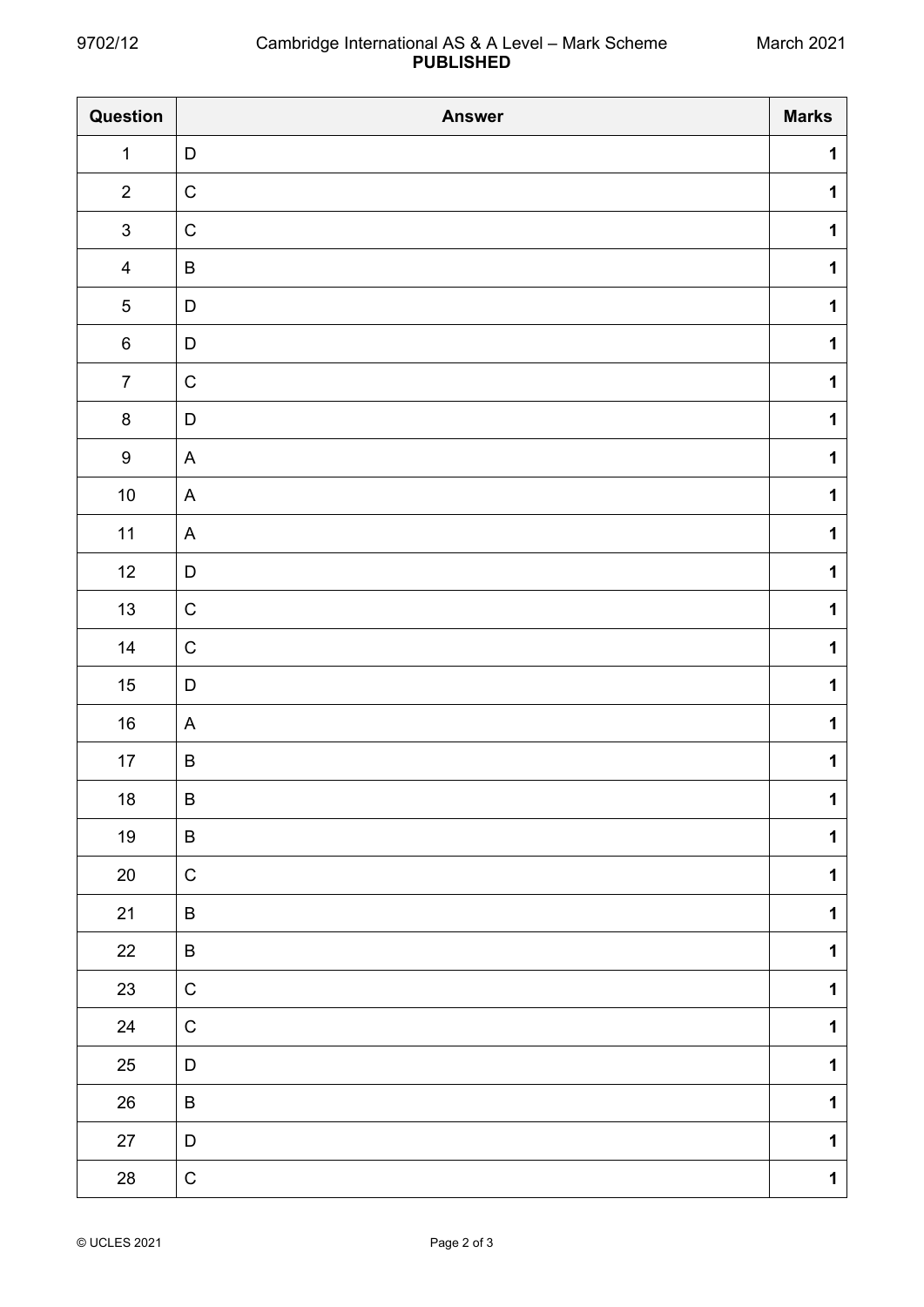| Question | Answer | Marks |
|---|---|---|
| 1 | D | 1 |
| 2 | C | 1 |
| 3 | C | 1 |
| 4 | B | 1 |
| 5 | D | 1 |
| 6 | D | 1 |
| 7 | C | 1 |
| 8 | D | 1 |
| 9 | A | 1 |
| 10 | A | 1 |
| 11 | A | 1 |
| 12 | D | 1 |
| 13 | C | 1 |
| 14 | C | 1 |
| 15 | D | 1 |
| 16 | A | 1 |
| 17 | B | 1 |
| 18 | B | 1 |
| 19 | B | 1 |
| 20 | C | 1 |
| 21 | B | 1 |
| 22 | B | 1 |
| 23 | C | 1 |
| 24 | C | 1 |
| 25 | D | 1 |
| 26 | B | 1 |
| 27 | D | 1 |
| 28 | C | 1 |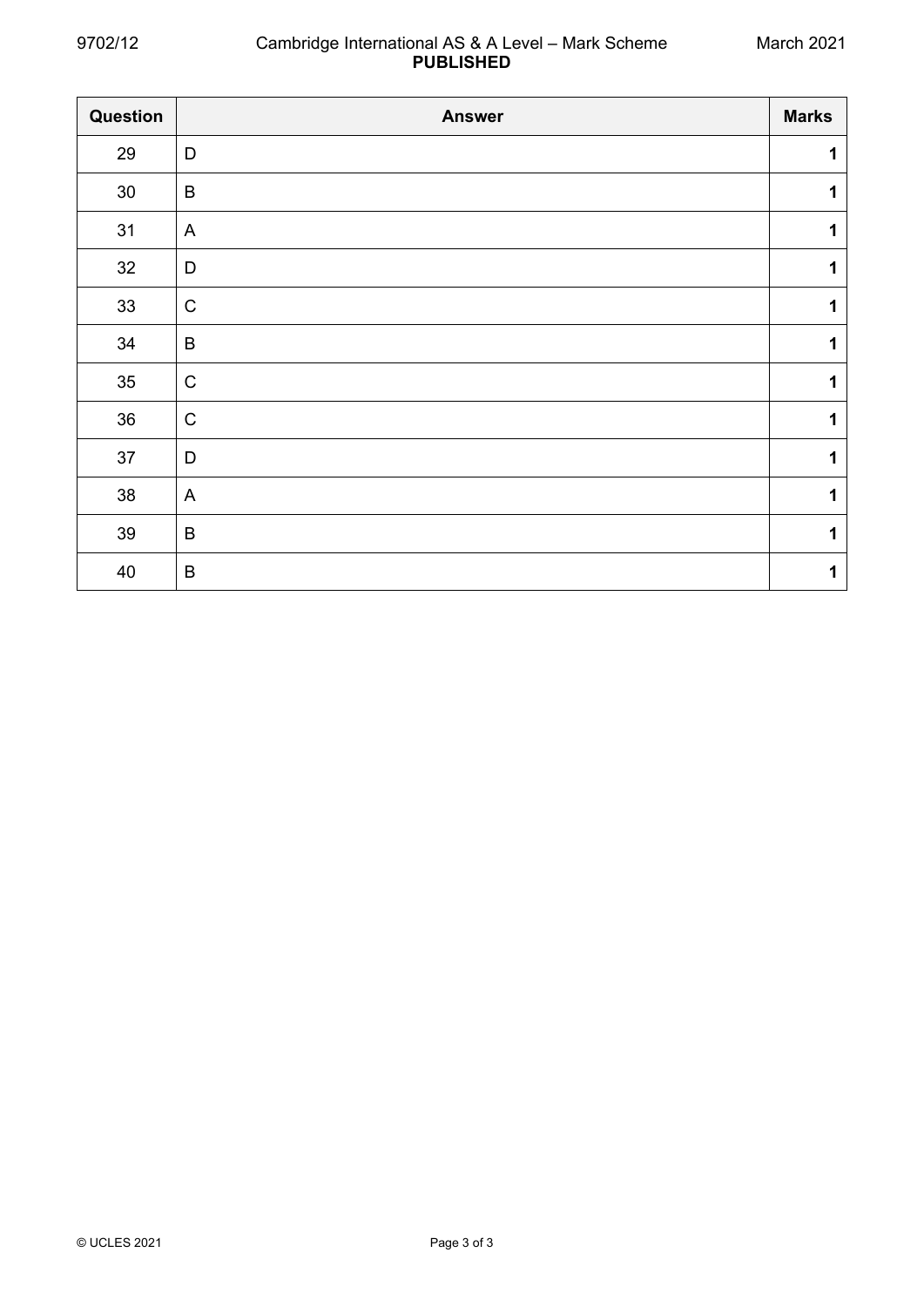| Question | Answer | Marks |
|---|---|---|
| 29 | D | 1 |
| 30 | B | 1 |
| 31 | A | 1 |
| 32 | D | 1 |
| 33 | C | 1 |
| 34 | B | 1 |
| 35 | C | 1 |
| 36 | C | 1 |
| 37 | D | 1 |
| 38 | A | 1 |
| 39 | B | 1 |
| 40 | B | 1 |